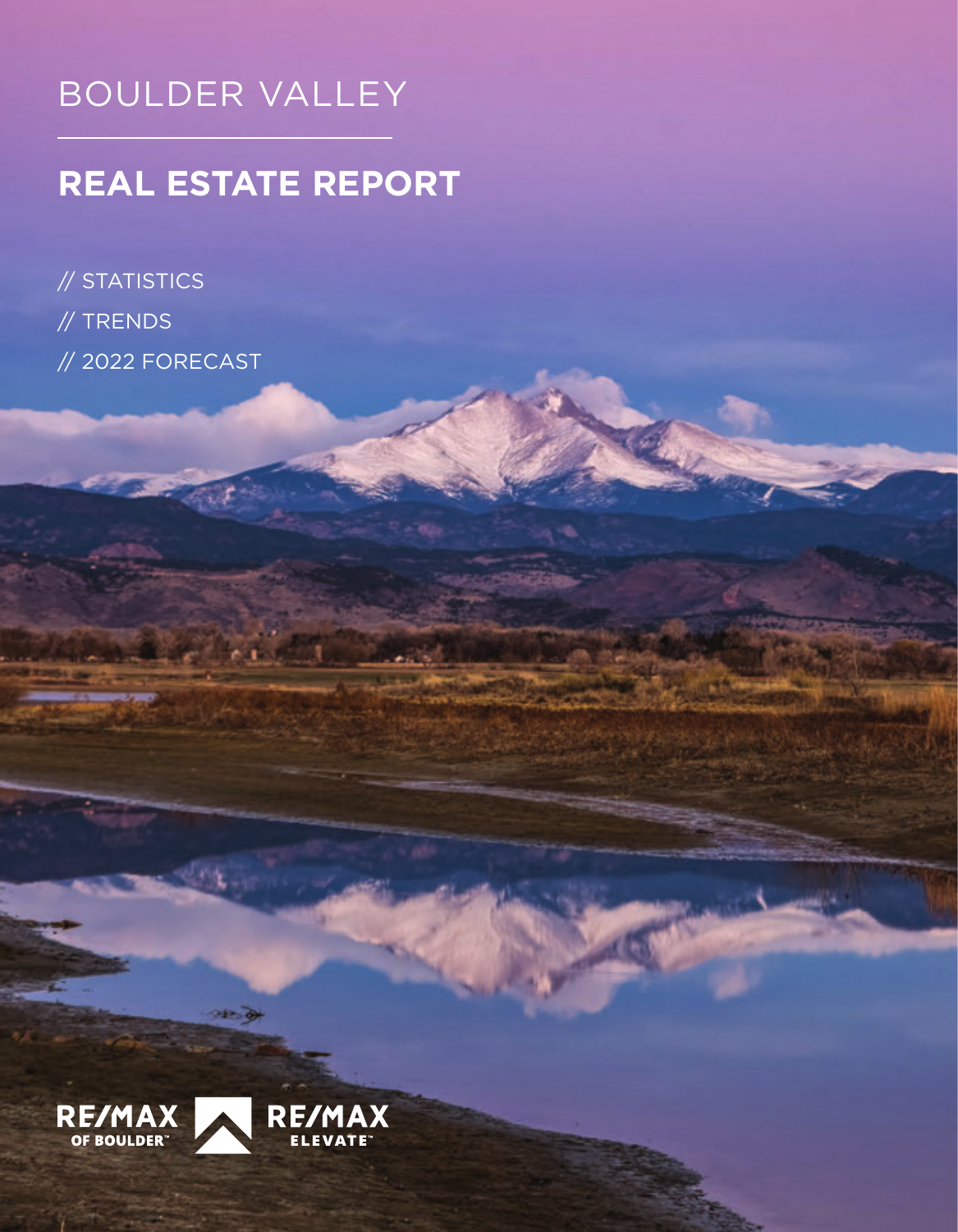# BOULDER VALLEY

## REAL ESTATE REPORT

// STATISTICS

// TRENDS

// 2022 FORECAST

RE/MAX OF BOULDER™

RE/MAX ELEVATE™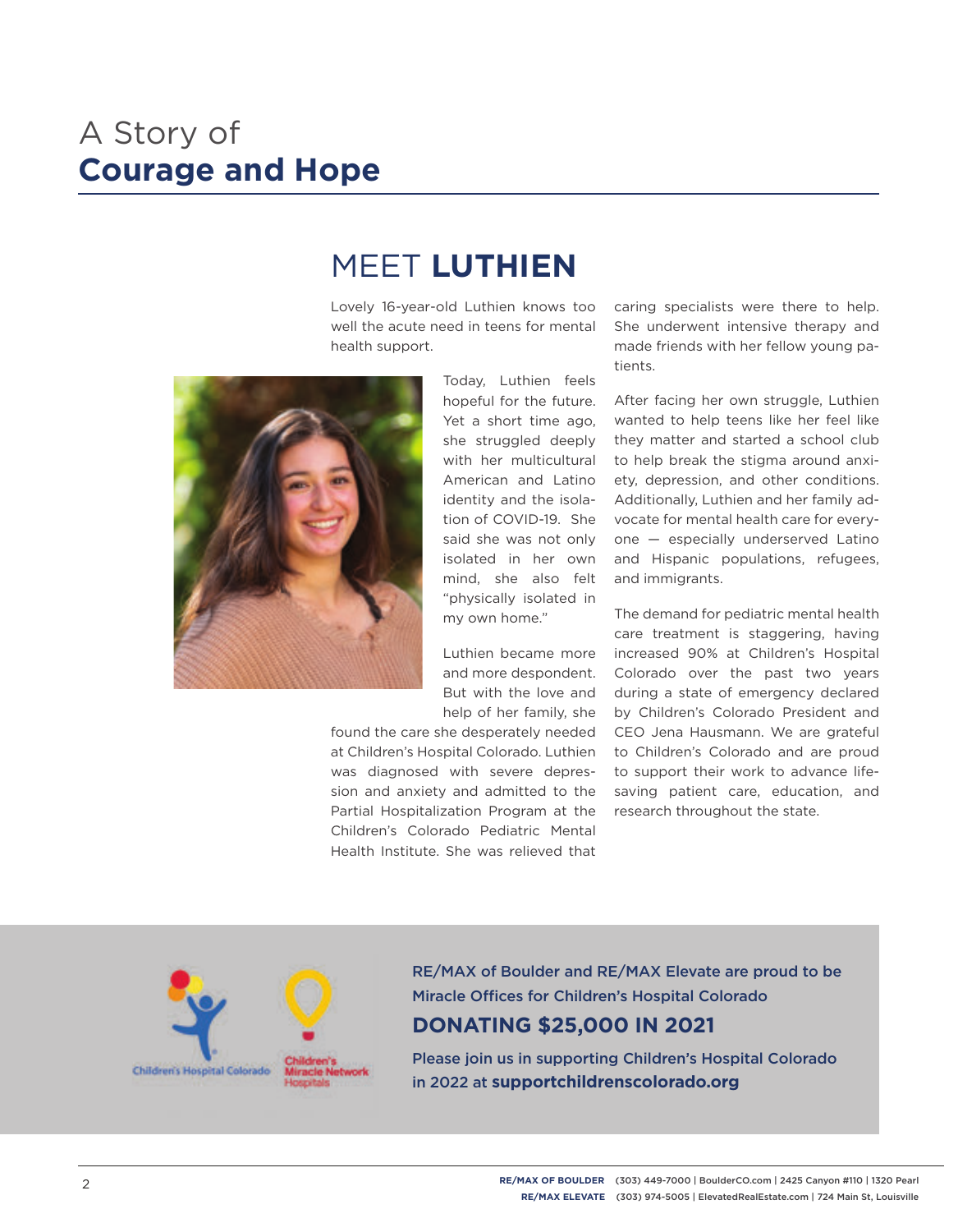# A Story of **Courage and Hope**

## MEET **LUTHIEN**

Lovely 16-year-old Luthien knows too well the acute need in teens for mental health support.

Today, Luthien feels hopeful for the future. Yet a short time ago, she struggled deeply with her multicultural American and Latino identity and the isolation of COVID-19. She said she was not only isolated in her own mind, she also felt "physically isolated in my own home."

Luthien became more and more despondent. But with the love and help of her family, she found the care she desperately needed at Children's Hospital Colorado. Luthien was diagnosed with severe depression and anxiety and admitted to the Partial Hospitalization Program at the Children's Colorado Pediatric Mental Health Institute. She was relieved that caring specialists were there to help. She underwent intensive therapy and made friends with her fellow young patients.

After facing her own struggle, Luthien wanted to help teens like her feel like they matter and started a school club to help break the stigma around anxiety, depression, and other conditions. Additionally, Luthien and her family advocate for mental health care for everyone — especially underserved Latino and Hispanic populations, refugees, and immigrants.

The demand for pediatric mental health care treatment is staggering, having increased 90% at Children's Hospital Colorado over the past two years during a state of emergency declared by Children's Colorado President and CEO Jena Hausmann. We are grateful to Children's Colorado and are proud to support their work to advance life-saving patient care, education, and research throughout the state.

Children's Hospital Colorado

Children's Miracle Network Hospitals

**RE/MAX of Boulder and RE/MAX Elevate are proud to be Miracle Offices for Children's Hospital Colorado**

### DONATING $25,000 IN 2021

**Please join us in supporting Children's Hospital Colorado in 2022 at supportchildrenscolorado.org**

**RE/MAX OF BOULDER** (303) 449-7000 | BoulderCO.com | 2425 Canyon #110 | 1320 Pearl
**RE/MAX ELEVATE** (303) 974-5005 | ElevatedRealEstate.com | 724 Main St, Louisville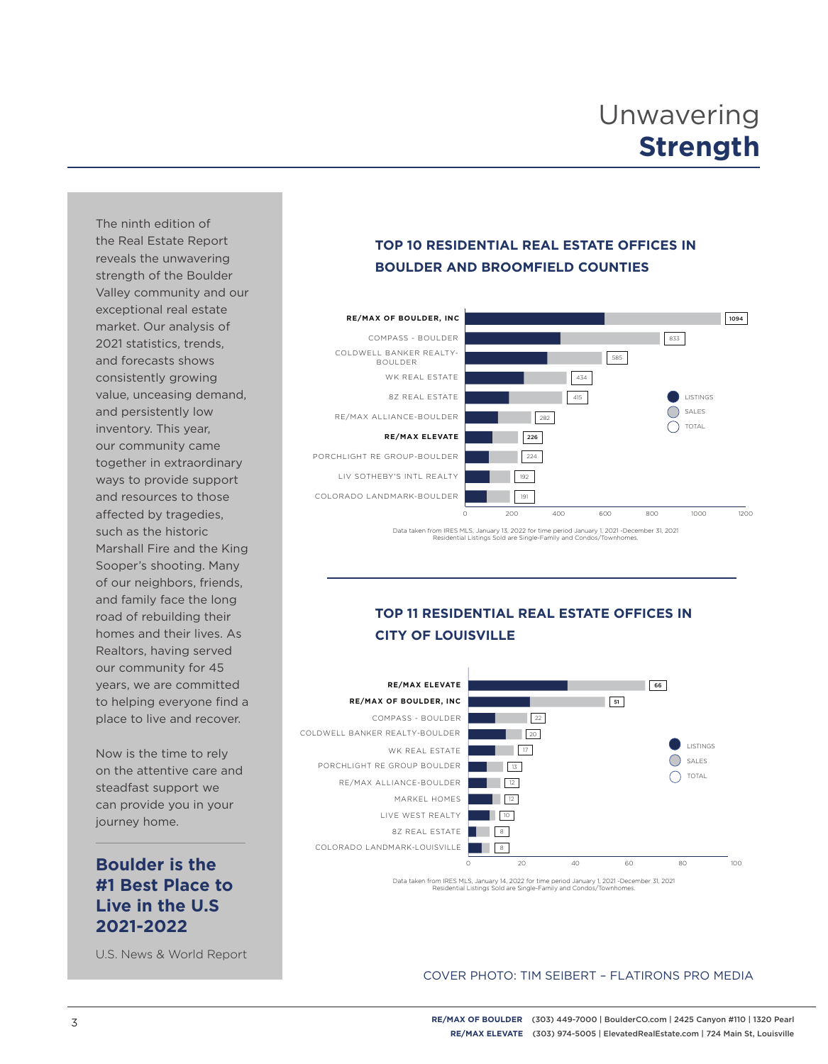# Unwavering **Strength**

The ninth edition of the Real Estate Report reveals the unwavering strength of the Boulder Valley community and our exceptional real estate market. Our analysis of 2021 statistics, trends, and forecasts shows consistently growing value, unceasing demand, and persistently low inventory. This year, our community came together in extraordinary ways to provide support and resources to those affected by tragedies, such as the historic Marshall Fire and the King Sooper's shooting. Many of our neighbors, friends, and family face the long road of rebuilding their homes and their lives. As Realtors, having served our community for 45 years, we are committed to helping everyone find a place to live and recover.

Now is the time to rely on the attentive care and steadfast support we can provide you in your journey home.

## Boulder is the #1 Best Place to Live in the U.S 2021-2022

U.S. News & World Report

### TOP 10 RESIDENTIAL REAL ESTATE OFFICES IN BOULDER AND BROOMFIELD COUNTIES

| Office | Total |
|---|---|
| **RE/MAX OF BOULDER, INC** | **1094** |
| COMPASS - BOULDER | 833 |
| COLDWELL BANKER REALTY-BOULDER | 585 |
| WK REAL ESTATE | 434 |
| 8Z REAL ESTATE | 415 |
| RE/MAX ALLIANCE-BOULDER | 282 |
| **RE/MAX ELEVATE** | **226** |
| PORCHLIGHT RE GROUP-BOULDER | 224 |
| LIV SOTHEBY'S INTL REALTY | 192 |
| COLORADO LANDMARK-BOULDER | 191 |

Legend: LISTINGS, SALES, TOTAL

Data taken from IRES MLS, January 13, 2022 for time period January 1, 2021 -December 31, 2021
Residential Listings Sold are Single-Family and Condos/Townhomes.

### TOP 11 RESIDENTIAL REAL ESTATE OFFICES IN CITY OF LOUISVILLE

| Office | Total |
|---|---|
| **RE/MAX ELEVATE** | **66** |
| **RE/MAX OF BOULDER, INC** | **51** |
| COMPASS - BOULDER | 22 |
| COLDWELL BANKER REALTY-BOULDER | 20 |
| WK REAL ESTATE | 17 |
| PORCHLIGHT RE GROUP BOULDER | 13 |
| RE/MAX ALLIANCE-BOULDER | 12 |
| MARKEL HOMES | 12 |
| LIVE WEST REALTY | 10 |
| 8Z REAL ESTATE | 8 |
| COLORADO LANDMARK-LOUISVILLE | 8 |

Legend: LISTINGS, SALES, TOTAL

Data taken from IRES MLS, January 14, 2022 for time period January 1, 2021 -December 31, 2021
Residential Listings Sold are Single-Family and Condos/Townhomes.

COVER PHOTO: TIM SEIBERT – FLATIRONS PRO MEDIA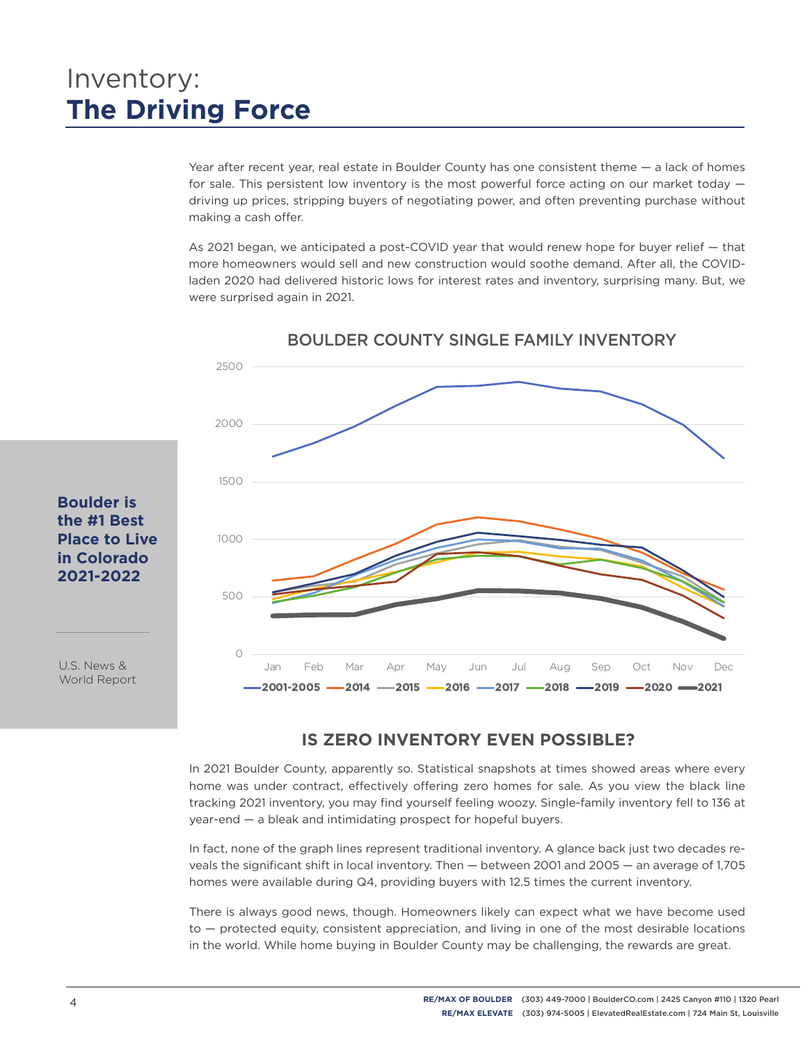# Inventory:
# **The Driving Force**

Year after recent year, real estate in Boulder County has one consistent theme — a lack of homes for sale. This persistent low inventory is the most powerful force acting on our market today — driving up prices, stripping buyers of negotiating power, and often preventing purchase without making a cash offer.

As 2021 began, we anticipated a post-COVID year that would renew hope for buyer relief — that more homeowners would sell and new construction would soothe demand. After all, the COVID-laden 2020 had delivered historic lows for interest rates and inventory, surprising many. But, we were surprised again in 2021.

**Boulder is the #1 Best Place to Live in Colorado 2021-2022**

U.S. News & World Report

## BOULDER COUNTY SINGLE FAMILY INVENTORY

## IS ZERO INVENTORY EVEN POSSIBLE?

In 2021 Boulder County, apparently so. Statistical snapshots at times showed areas where every home was under contract, effectively offering zero homes for sale. As you view the black line tracking 2021 inventory, you may find yourself feeling woozy. Single-family inventory fell to 136 at year-end — a bleak and intimidating prospect for hopeful buyers.

In fact, none of the graph lines represent traditional inventory. A glance back just two decades reveals the significant shift in local inventory. Then — between 2001 and 2005 — an average of 1,705 homes were available during Q4, providing buyers with 12.5 times the current inventory.

There is always good news, though. Homeowners likely can expect what we have become used to — protected equity, consistent appreciation, and living in one of the most desirable locations in the world. While home buying in Boulder County may be challenging, the rewards are great.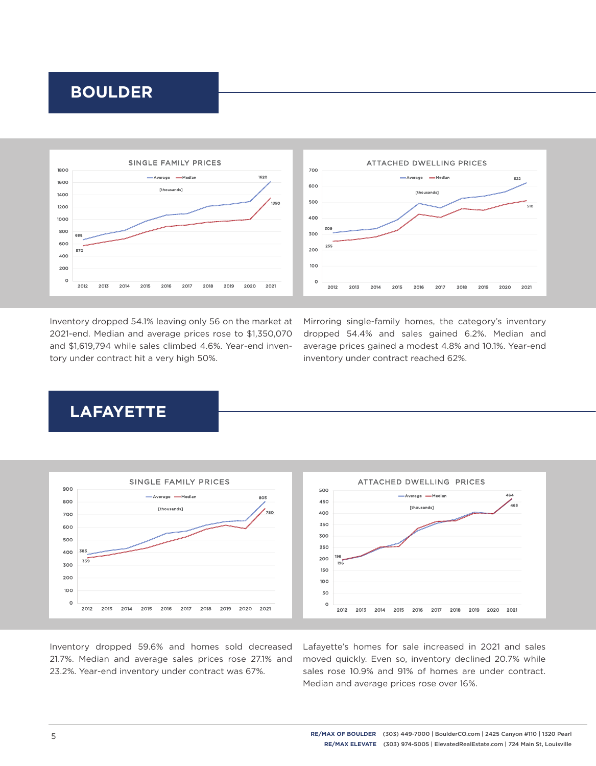## BOULDER

SINGLE FAMILY PRICES

ATTACHED DWELLING PRICES

Inventory dropped 54.1% leaving only 56 on the market at 2021-end. Median and average prices rose to $1,350,070 and $1,619,794 while sales climbed 4.6%. Year-end inventory under contract hit a very high 50%.

Mirroring single-family homes, the category's inventory dropped 54.4% and sales gained 6.2%. Median and average prices gained a modest 4.8% and 10.1%. Year-end inventory under contract reached 62%.

## LAFAYETTE

SINGLE FAMILY PRICES

ATTACHED DWELLING PRICES

Inventory dropped 59.6% and homes sold decreased 21.7%. Median and average sales prices rose 27.1% and 23.2%. Year-end inventory under contract was 67%.

Lafayette's homes for sale increased in 2021 and sales moved quickly. Even so, inventory declined 20.7% while sales rose 10.9% and 91% of homes are under contract. Median and average prices rose over 16%.

**RE/MAX OF BOULDER** (303) 449-7000 | BoulderCO.com | 2425 Canyon #110 | 1320 Pearl
**RE/MAX ELEVATE** (303) 974-5005 | ElevatedRealEstate.com | 724 Main St, Louisville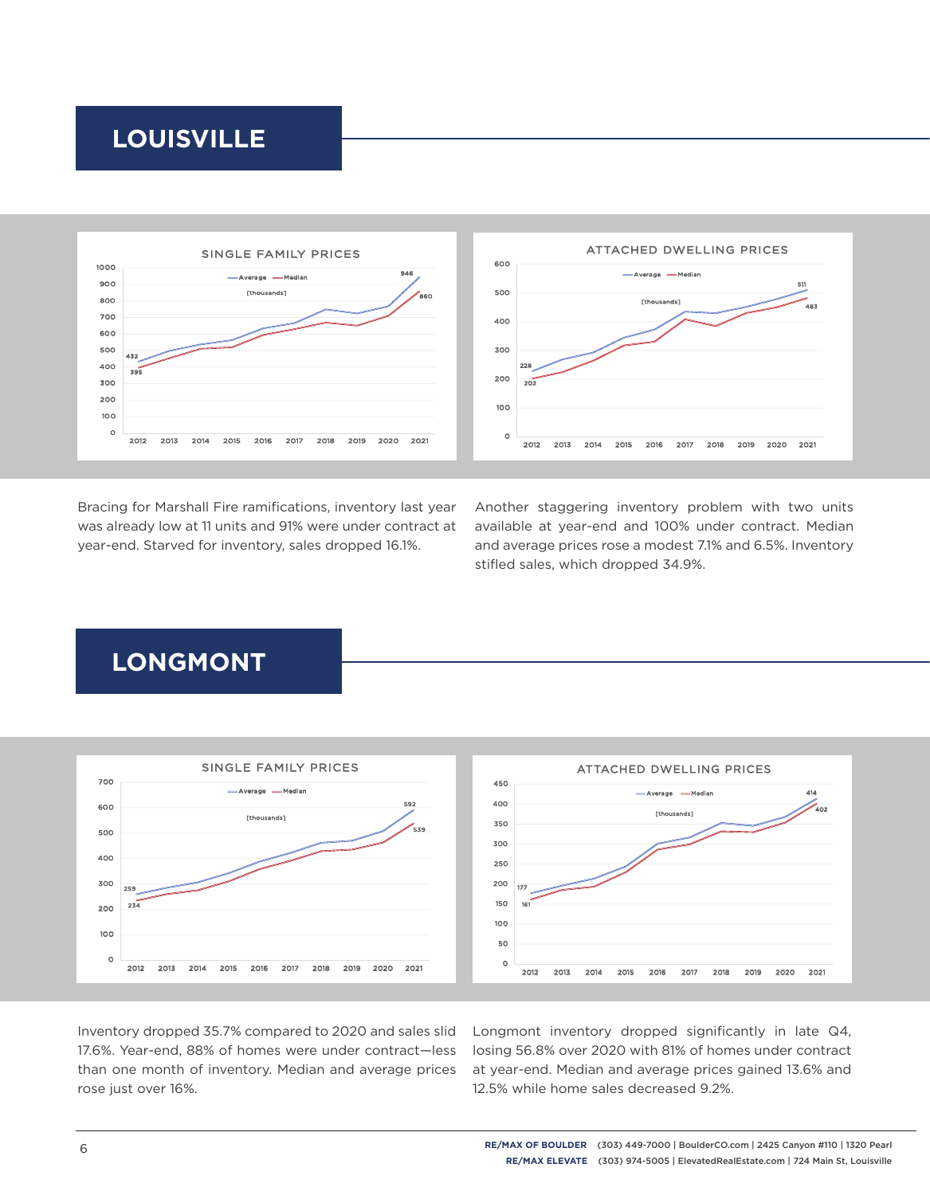## LOUISVILLE

SINGLE FAMILY PRICES

ATTACHED DWELLING PRICES

Bracing for Marshall Fire ramifications, inventory last year was already low at 11 units and 91% were under contract at year-end. Starved for inventory, sales dropped 16.1%.

Another staggering inventory problem with two units available at year-end and 100% under contract. Median and average prices rose a modest 7.1% and 6.5%. Inventory stifled sales, which dropped 34.9%.

## LONGMONT

SINGLE FAMILY PRICES

ATTACHED DWELLING PRICES

Inventory dropped 35.7% compared to 2020 and sales slid 17.6%. Year-end, 88% of homes were under contract—less than one month of inventory. Median and average prices rose just over 16%.

Longmont inventory dropped significantly in late Q4, losing 56.8% over 2020 with 81% of homes under contract at year-end. Median and average prices gained 13.6% and 12.5% while home sales decreased 9.2%.

**RE/MAX OF BOULDER** (303) 449-7000 | BoulderCO.com | 2425 Canyon #110 | 1320 Pearl
**RE/MAX ELEVATE** (303) 974-5005 | ElevatedRealEstate.com | 724 Main St, Louisville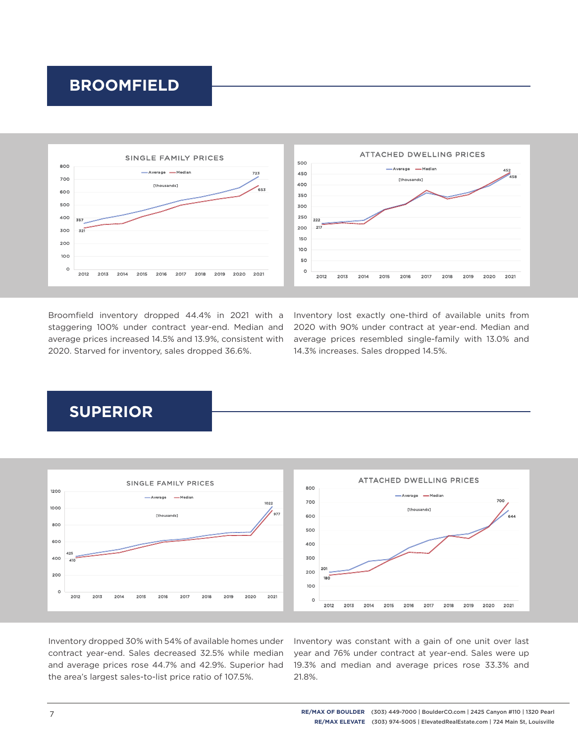# BROOMFIELD

Broomfield inventory dropped 44.4% in 2021 with a staggering 100% under contract year-end. Median and average prices increased 14.5% and 13.9%, consistent with 2020. Starved for inventory, sales dropped 36.6%.

Inventory lost exactly one-third of available units from 2020 with 90% under contract at year-end. Median and average prices resembled single-family with 13.0% and 14.3% increases. Sales dropped 14.5%.

# SUPERIOR

Inventory dropped 30% with 54% of available homes under contract year-end. Sales decreased 32.5% while median and average prices rose 44.7% and 42.9%. Superior had the area's largest sales-to-list price ratio of 107.5%.

Inventory was constant with a gain of one unit over last year and 76% under contract at year-end. Sales were up 19.3% and median and average prices rose 33.3% and 21.8%.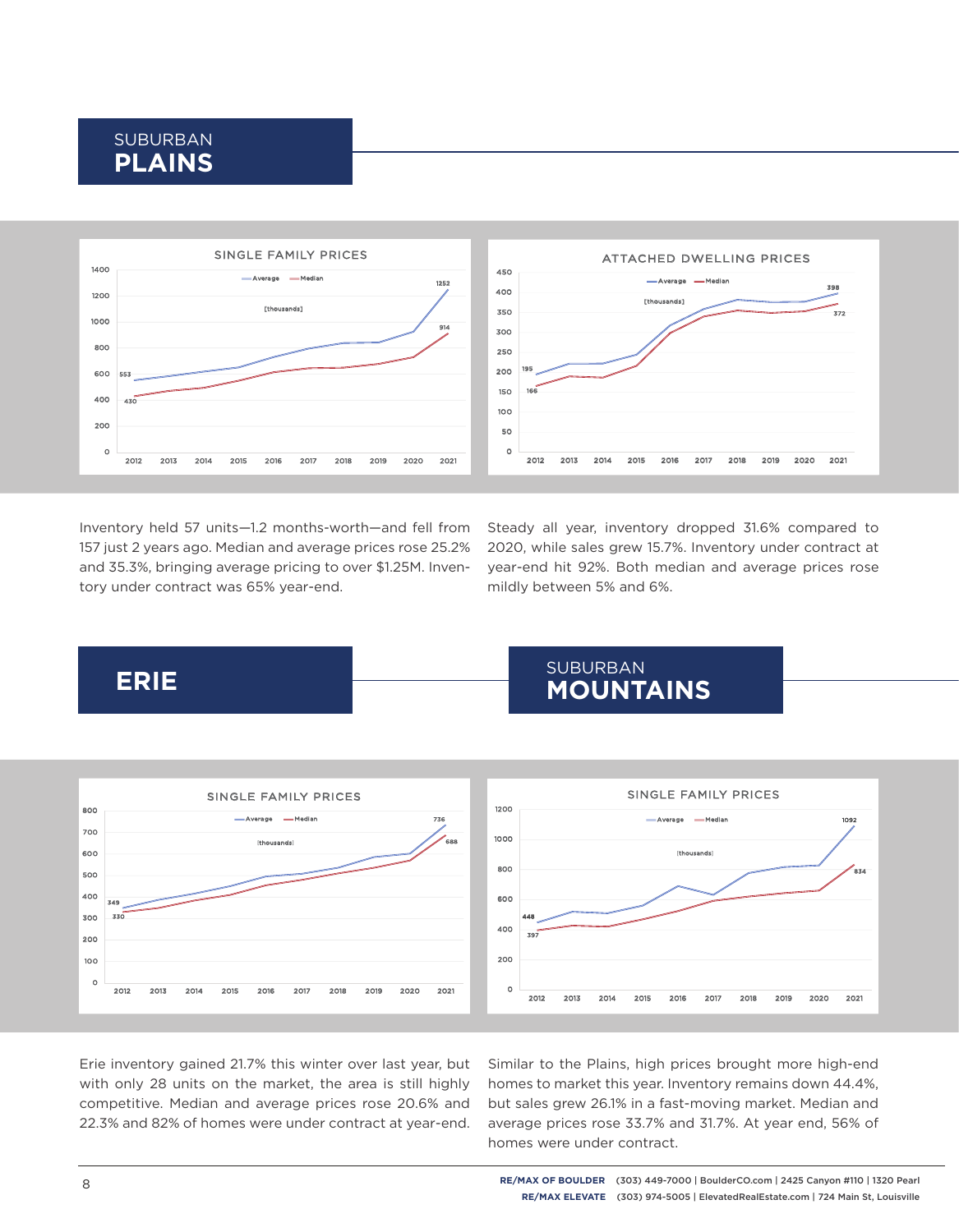## SUBURBAN PLAINS

SINGLE FAMILY PRICES

ATTACHED DWELLING PRICES

Inventory held 57 units—1.2 months-worth—and fell from 157 just 2 years ago. Median and average prices rose 25.2% and 35.3%, bringing average pricing to over $1.25M. Inventory under contract was 65% year-end.

Steady all year, inventory dropped 31.6% compared to 2020, while sales grew 15.7%. Inventory under contract at year-end hit 92%. Both median and average prices rose mildly between 5% and 6%.

## ERIE

SINGLE FAMILY PRICES

Erie inventory gained 21.7% this winter over last year, but with only 28 units on the market, the area is still highly competitive. Median and average prices rose 20.6% and 22.3% and 82% of homes were under contract at year-end.

## SUBURBAN MOUNTAINS

SINGLE FAMILY PRICES

Similar to the Plains, high prices brought more high-end homes to market this year. Inventory remains down 44.4%, but sales grew 26.1% in a fast-moving market. Median and average prices rose 33.7% and 31.7%. At year end, 56% of homes were under contract.

**RE/MAX OF BOULDER** (303) 449-7000 | BoulderCO.com | 2425 Canyon #110 | 1320 Pearl
**RE/MAX ELEVATE** (303) 974-5005 | ElevatedRealEstate.com | 724 Main St, Louisville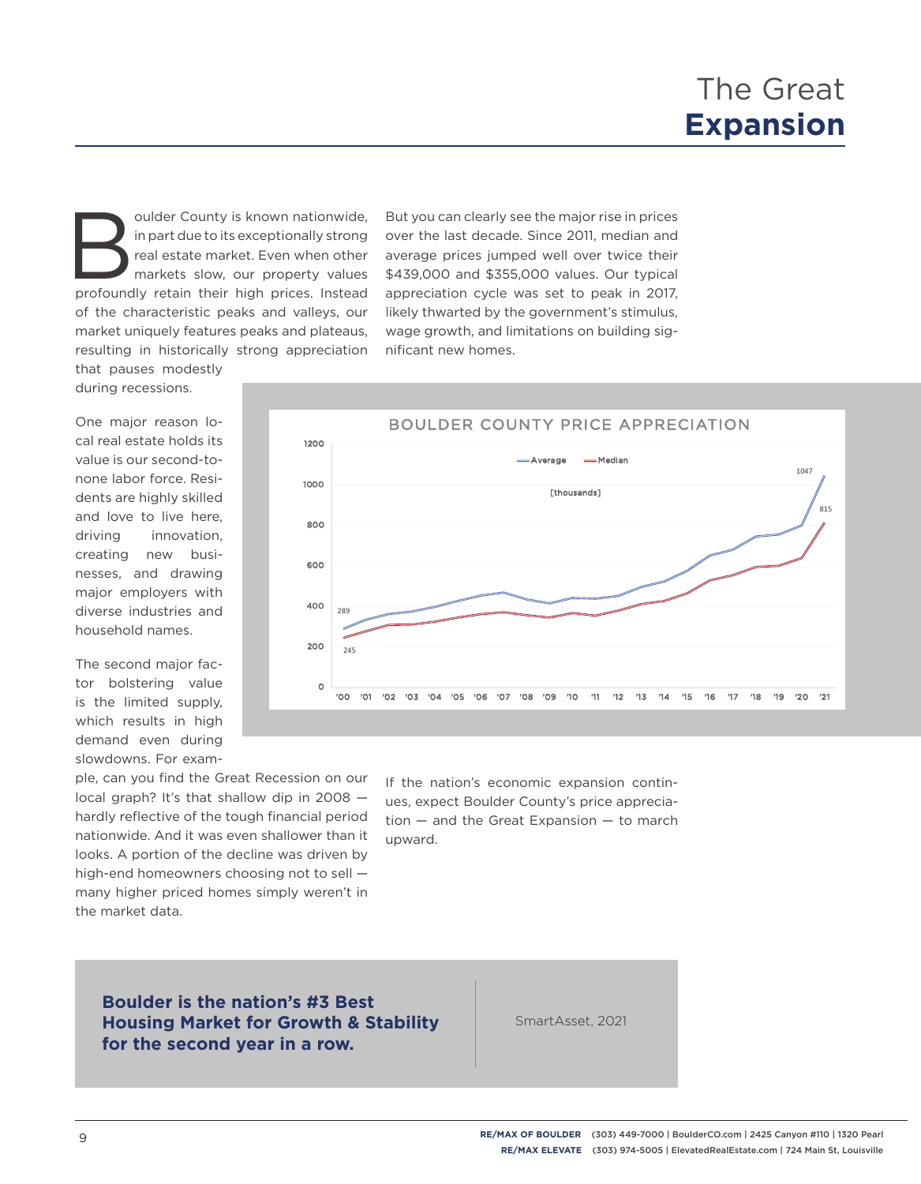# The Great **Expansion**

Boulder County is known nationwide, in part due to its exceptionally strong real estate market. Even when other markets slow, our property values profoundly retain their high prices. Instead of the characteristic peaks and valleys, our market uniquely features peaks and plateaus, resulting in historically strong appreciation that pauses modestly during recessions.

One major reason local real estate holds its value is our second-to-none labor force. Residents are highly skilled and love to live here, driving innovation, creating new businesses, and drawing major employers with diverse industries and household names.

The second major factor bolstering value is the limited supply, which results in high demand even during slowdowns. For example, can you find the Great Recession on our local graph? It's that shallow dip in 2008 — hardly reflective of the tough financial period nationwide. And it was even shallower than it looks. A portion of the decline was driven by high-end homeowners choosing not to sell — many higher priced homes simply weren't in the market data.

But you can clearly see the major rise in prices over the last decade. Since 2011, median and average prices jumped well over twice their $439,000 and $355,000 values. Our typical appreciation cycle was set to peak in 2017, likely thwarted by the government's stimulus, wage growth, and limitations on building significant new homes.

**BOULDER COUNTY PRICE APPRECIATION**

Average / Median [thousands]

| Year | '00 | '21 |
|---|---|---|
| Average | 289 | 1047 |
| Median | 245 | 815 |

If the nation's economic expansion continues, expect Boulder County's price appreciation — and the Great Expansion — to march upward.

**Boulder is the nation's #3 Best Housing Market for Growth & Stability for the second year in a row.**

SmartAsset, 2021

**RE/MAX OF BOULDER** (303) 449-7000 | BoulderCO.com | 2425 Canyon #110 | 1320 Pearl
**RE/MAX ELEVATE** (303) 974-5005 | ElevatedRealEstate.com | 724 Main St, Louisville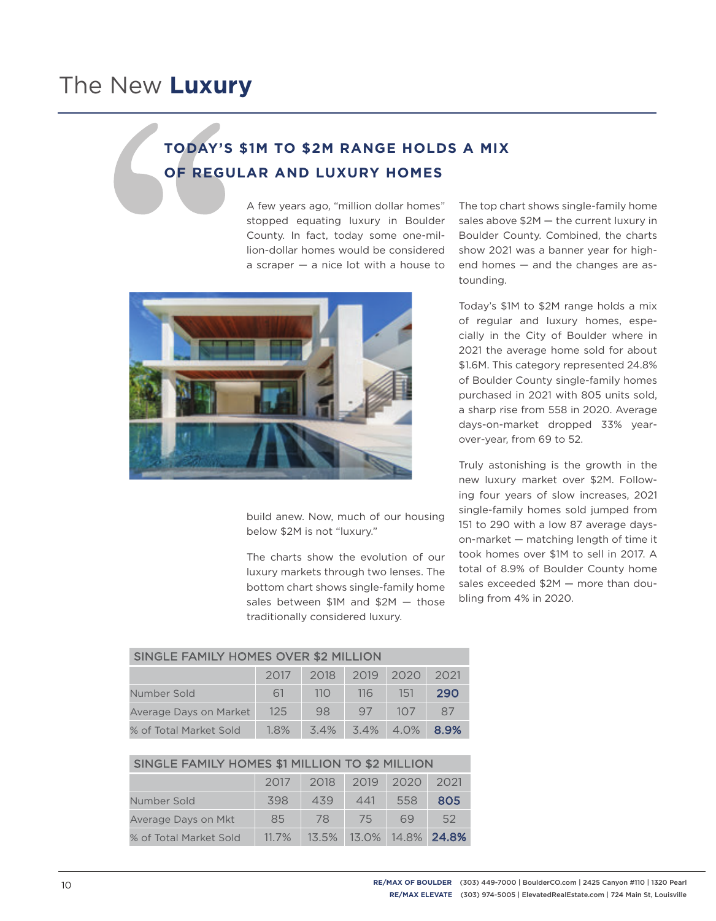# The New **Luxury**

## TODAY'S $1M TO $2M RANGE HOLDS A MIX OF REGULAR AND LUXURY HOMES

A few years ago, "million dollar homes" stopped equating luxury in Boulder County. In fact, today some one-million-dollar homes would be considered a scraper — a nice lot with a house to build anew. Now, much of our housing below $2M is not "luxury."

The charts show the evolution of our luxury markets through two lenses. The bottom chart shows single-family home sales between $1M and $2M — those traditionally considered luxury.

The top chart shows single-family home sales above $2M — the current luxury in Boulder County. Combined, the charts show 2021 was a banner year for high-end homes — and the changes are astounding.

Today's $1M to $2M range holds a mix of regular and luxury homes, especially in the City of Boulder where in 2021 the average home sold for about $1.6M. This category represented 24.8% of Boulder County single-family homes purchased in 2021 with 805 units sold, a sharp rise from 558 in 2020. Average days-on-market dropped 33% year-over-year, from 69 to 52.

Truly astonishing is the growth in the new luxury market over $2M. Following four years of slow increases, 2021 single-family homes sold jumped from 151 to 290 with a low 87 average days-on-market — matching length of time it took homes over $1M to sell in 2017. A total of 8.9% of Boulder County home sales exceeded $2M — more than doubling from 4% in 2020.

| SINGLE FAMILY HOMES OVER $2 MILLION | | | | | |
|---|---|---|---|---|---|
| | 2017 | 2018 | 2019 | 2020 | 2021 |
| Number Sold | 61 | 110 | 116 | 151 | **290** |
| Average Days on Market | 125 | 98 | 97 | 107 | 87 |
| % of Total Market Sold | 1.8% | 3.4% | 3.4% | 4.0% | **8.9%** |

| SINGLE FAMILY HOMES $1 MILLION TO $2 MILLION | | | | | |
|---|---|---|---|---|---|
| | 2017 | 2018 | 2019 | 2020 | 2021 |
| Number Sold | 398 | 439 | 441 | 558 | **805** |
| Average Days on Mkt | 85 | 78 | 75 | 69 | 52 |
| % of Total Market Sold | 11.7% | 13.5% | 13.0% | 14.8% | **24.8%** |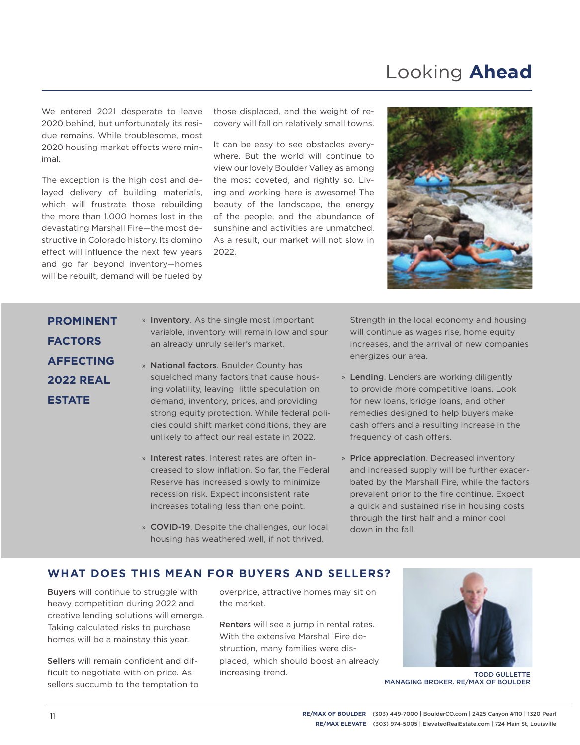# Looking **Ahead**

We entered 2021 desperate to leave 2020 behind, but unfortunately its residue remains. While troublesome, most 2020 housing market effects were minimal.

The exception is the high cost and delayed delivery of building materials, which will frustrate those rebuilding the more than 1,000 homes lost in the devastating Marshall Fire—the most destructive in Colorado history. Its domino effect will influence the next few years and go far beyond inventory—homes will be rebuilt, demand will be fueled by those displaced, and the weight of recovery will fall on relatively small towns.

It can be easy to see obstacles everywhere. But the world will continue to view our lovely Boulder Valley as among the most coveted, and rightly so. Living and working here is awesome! The beauty of the landscape, the energy of the people, and the abundance of sunshine and activities are unmatched. As a result, our market will not slow in 2022.

## PROMINENT FACTORS AFFECTING 2022 REAL ESTATE

- **Inventory**. As the single most important variable, inventory will remain low and spur an already unruly seller's market.
- **National factors**. Boulder County has squelched many factors that cause housing volatility, leaving little speculation on demand, inventory, prices, and providing strong equity protection. While federal policies could shift market conditions, they are unlikely to affect our real estate in 2022.
- **Interest rates**. Interest rates are often increased to slow inflation. So far, the Federal Reserve has increased slowly to minimize recession risk. Expect inconsistent rate increases totaling less than one point.
- **COVID-19**. Despite the challenges, our local housing has weathered well, if not thrived. Strength in the local economy and housing will continue as wages rise, home equity increases, and the arrival of new companies energizes our area.
- **Lending**. Lenders are working diligently to provide more competitive loans. Look for new loans, bridge loans, and other remedies designed to help buyers make cash offers and a resulting increase in the frequency of cash offers.
- **Price appreciation**. Decreased inventory and increased supply will be further exacerbated by the Marshall Fire, while the factors prevalent prior to the fire continue. Expect a quick and sustained rise in housing costs through the first half and a minor cool down in the fall.

## WHAT DOES THIS MEAN FOR BUYERS AND SELLERS?

**Buyers** will continue to struggle with heavy competition during 2022 and creative lending solutions will emerge. Taking calculated risks to purchase homes will be a mainstay this year.

**Sellers** will remain confident and difficult to negotiate with on price. As sellers succumb to the temptation to overprice, attractive homes may sit on the market.

**Renters** will see a jump in rental rates. With the extensive Marshall Fire destruction, many families were displaced, which should boost an already increasing trend.

TODD GULLETTE
MANAGING BROKER. RE/MAX OF BOULDER

**RE/MAX OF BOULDER** (303) 449-7000 | BoulderCO.com | 2425 Canyon #110 | 1320 Pearl
**RE/MAX ELEVATE** (303) 974-5005 | ElevatedRealEstate.com | 724 Main St, Louisville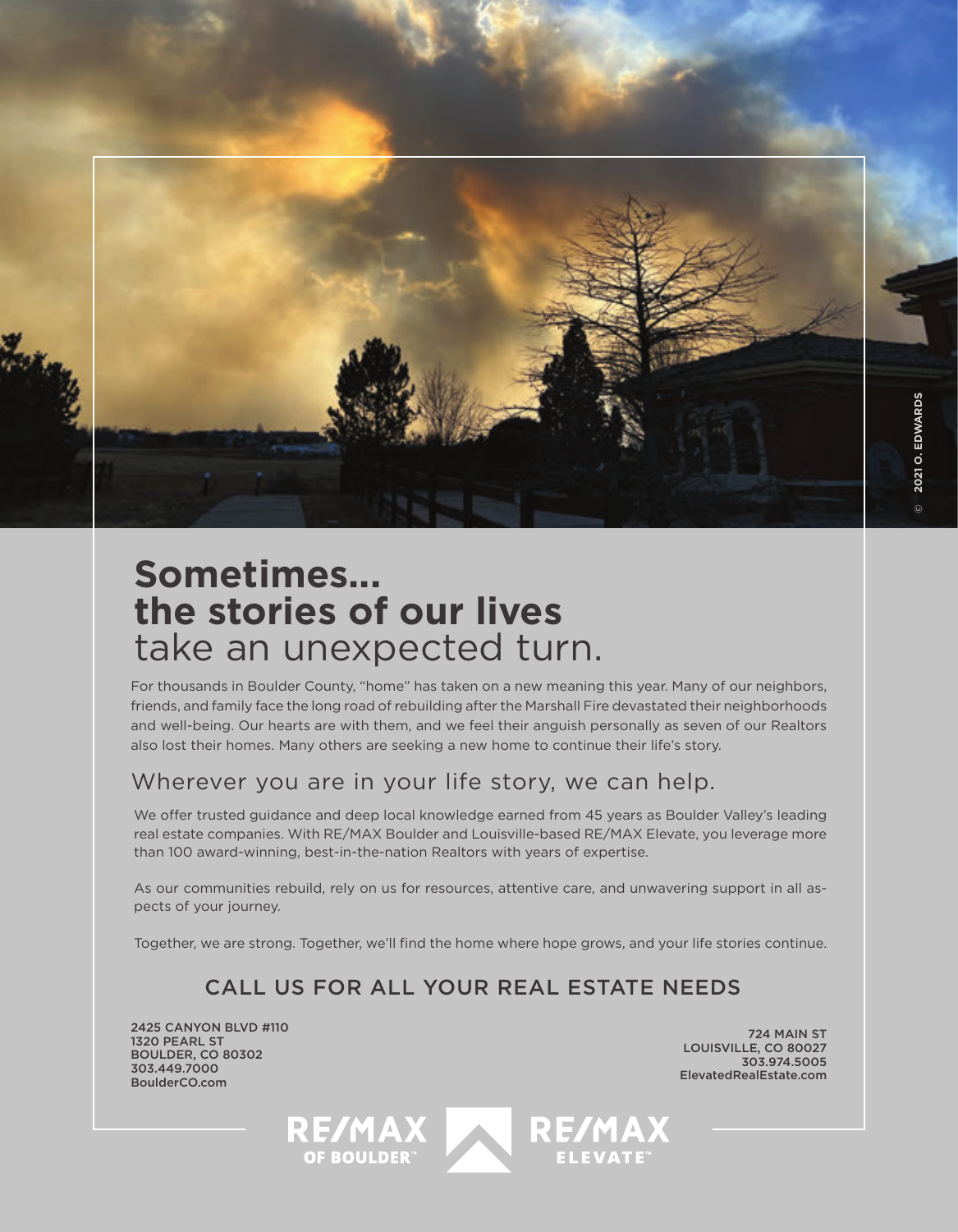# Sometimes... the stories of our lives take an unexpected turn.

For thousands in Boulder County, "home" has taken on a new meaning this year. Many of our neighbors, friends, and family face the long road of rebuilding after the Marshall Fire devastated their neighborhoods and well-being. Our hearts are with them, and we feel their anguish personally as seven of our Realtors also lost their homes. Many others are seeking a new home to continue their life's story.

## Wherever you are in your life story, we can help.

We offer trusted guidance and deep local knowledge earned from 45 years as Boulder Valley's leading real estate companies. With RE/MAX Boulder and Louisville-based RE/MAX Elevate, you leverage more than 100 award-winning, best-in-the-nation Realtors with years of expertise.

As our communities rebuild, rely on us for resources, attentive care, and unwavering support in all aspects of your journey.

Together, we are strong. Together, we'll find the home where hope grows, and your life stories continue.

## CALL US FOR ALL YOUR REAL ESTATE NEEDS

2425 CANYON BLVD #110
1320 PEARL ST
BOULDER, CO 80302
303.449.7000
BoulderCO.com

724 MAIN ST
LOUISVILLE, CO 80027
303.974.5005
ElevatedRealEstate.com

RE/MAX OF BOULDER™ RE/MAX ELEVATE™

© 2021 O. EDWARDS